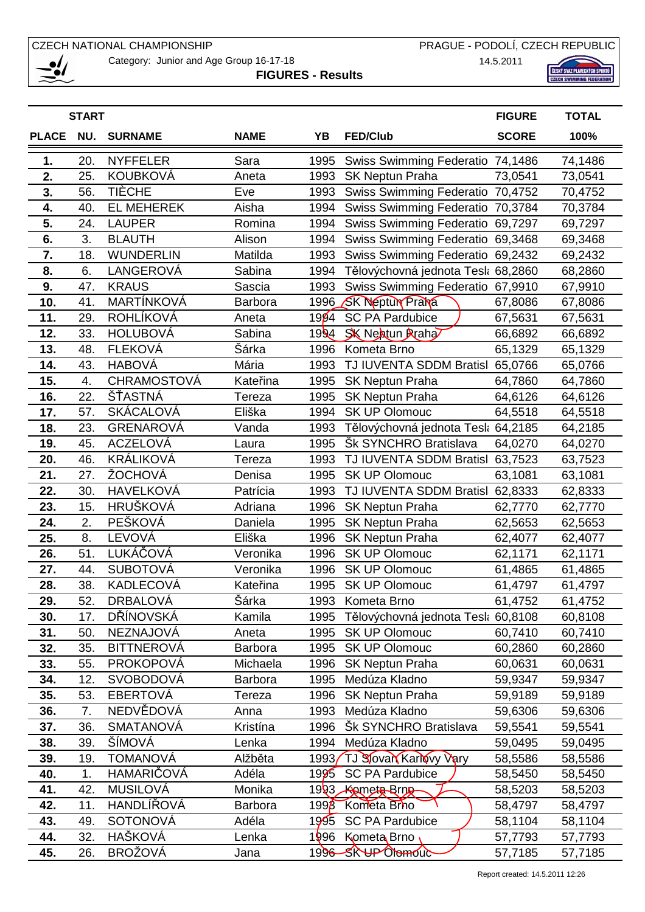CZECH NATIONAL CHAMPIONSHIP

PRAGUE - PODOLÍ, CZECH REPUBLIC

Category: Junior and Age Group 16-17-18

14.5.2011

**FIGURES - Results**

| PLACE | START NU. | SURNAME | NAME | YB | FED/Club | FIGURE SCORE | TOTAL 100% |
|---|---|---|---|---|---|---|---|
| 1. | 20. | NYFFELER | Sara | 1995 | Swiss Swimming Federatio | 74,1486 | 74,1486 |
| 2. | 25. | KOUBKOVÁ | Aneta | 1993 | SK Neptun Praha | 73,0541 | 73,0541 |
| 3. | 56. | TIÈCHE | Eve | 1993 | Swiss Swimming Federatio | 70,4752 | 70,4752 |
| 4. | 40. | EL MEHEREK | Aisha | 1994 | Swiss Swimming Federatio | 70,3784 | 70,3784 |
| 5. | 24. | LAUPER | Romina | 1994 | Swiss Swimming Federatio | 69,7297 | 69,7297 |
| 6. | 3. | BLAUTH | Alison | 1994 | Swiss Swimming Federatio | 69,3468 | 69,3468 |
| 7. | 18. | WUNDERLIN | Matilda | 1993 | Swiss Swimming Federatio | 69,2432 | 69,2432 |
| 8. | 6. | LANGEROVÁ | Sabina | 1994 | Tělovýchovná jednota Tesl | 68,2860 | 68,2860 |
| 9. | 47. | KRAUS | Sascia | 1993 | Swiss Swimming Federatio | 67,9910 | 67,9910 |
| 10. | 41. | MARTÍNKOVÁ | Barbora | 1996 | SK Neptun Praha | 67,8086 | 67,8086 |
| 11. | 29. | ROHLÍKOVÁ | Aneta | 1994 | SC PA Pardubice | 67,5631 | 67,5631 |
| 12. | 33. | HOLUBOVÁ | Sabina | 1994 | SK Neptun Praha | 66,6892 | 66,6892 |
| 13. | 48. | FLEKOVÁ | Šárka | 1996 | Kometa Brno | 65,1329 | 65,1329 |
| 14. | 43. | HABOVÁ | Mária | 1993 | TJ IUVENTA SDDM Bratisl | 65,0766 | 65,0766 |
| 15. | 4. | CHRAMOSTOVÁ | Kateřina | 1995 | SK Neptun Praha | 64,7860 | 64,7860 |
| 16. | 22. | ŠŤASTNÁ | Tereza | 1995 | SK Neptun Praha | 64,6126 | 64,6126 |
| 17. | 57. | SKÁCALOVÁ | Eliška | 1994 | SK UP Olomouc | 64,5518 | 64,5518 |
| 18. | 23. | GRENAROVÁ | Vanda | 1993 | Tělovýchovná jednota Tesl | 64,2185 | 64,2185 |
| 19. | 45. | ACZELOVÁ | Laura | 1995 | Šk SYNCHRO Bratislava | 64,0270 | 64,0270 |
| 20. | 46. | KRÁLIKOVÁ | Tereza | 1993 | TJ IUVENTA SDDM Bratisl | 63,7523 | 63,7523 |
| 21. | 27. | ŽOCHOVÁ | Denisa | 1995 | SK UP Olomouc | 63,1081 | 63,1081 |
| 22. | 30. | HAVELKOVÁ | Patrícia | 1993 | TJ IUVENTA SDDM Bratisl | 62,8333 | 62,8333 |
| 23. | 15. | HRUŠKOVÁ | Adriana | 1996 | SK Neptun Praha | 62,7770 | 62,7770 |
| 24. | 2. | PEŠKOVÁ | Daniela | 1995 | SK Neptun Praha | 62,5653 | 62,5653 |
| 25. | 8. | LEVOVÁ | Eliška | 1996 | SK Neptun Praha | 62,4077 | 62,4077 |
| 26. | 51. | LUKÁČOVÁ | Veronika | 1996 | SK UP Olomouc | 62,1171 | 62,1171 |
| 27. | 44. | SUBOTOVÁ | Veronika | 1996 | SK UP Olomouc | 61,4865 | 61,4865 |
| 28. | 38. | KADLECOVÁ | Kateřina | 1995 | SK UP Olomouc | 61,4797 | 61,4797 |
| 29. | 52. | DRBALOVÁ | Šárka | 1993 | Kometa Brno | 61,4752 | 61,4752 |
| 30. | 17. | DŘÍNOVSKÁ | Kamila | 1995 | Tělovýchovná jednota Tesl | 60,8108 | 60,8108 |
| 31. | 50. | NEZNAJOVÁ | Aneta | 1995 | SK UP Olomouc | 60,7410 | 60,7410 |
| 32. | 35. | BITTNEROVÁ | Barbora | 1995 | SK UP Olomouc | 60,2860 | 60,2860 |
| 33. | 55. | PROKOPOVÁ | Michaela | 1996 | SK Neptun Praha | 60,0631 | 60,0631 |
| 34. | 12. | SVOBODOVÁ | Barbora | 1995 | Medúza Kladno | 59,9347 | 59,9347 |
| 35. | 53. | EBERTOVÁ | Tereza | 1996 | SK Neptun Praha | 59,9189 | 59,9189 |
| 36. | 7. | NEDVĚDOVÁ | Anna | 1993 | Medúza Kladno | 59,6306 | 59,6306 |
| 37. | 36. | SMATANOVÁ | Kristína | 1996 | Šk SYNCHRO Bratislava | 59,5541 | 59,5541 |
| 38. | 39. | ŠÍMOVÁ | Lenka | 1994 | Medúza Kladno | 59,0495 | 59,0495 |
| 39. | 19. | TOMANOVÁ | Alžběta | 1993 | TJ Slovan Karlovy Vary | 58,5586 | 58,5586 |
| 40. | 1. | HAMARIČOVÁ | Adéla | 1995 | SC PA Pardubice | 58,5450 | 58,5450 |
| 41. | 42. | MUSILOVÁ | Monika | 1993 | Kometa Brno | 58,5203 | 58,5203 |
| 42. | 11. | HANDLÍŘOVÁ | Barbora | 1993 | Kometa Brno | 58,4797 | 58,4797 |
| 43. | 49. | SOTONOVÁ | Adéla | 1995 | SC PA Pardubice | 58,1104 | 58,1104 |
| 44. | 32. | HAŠKOVÁ | Lenka | 1996 | Kometa Brno | 57,7793 | 57,7793 |
| 45. | 26. | BROŽOVÁ | Jana | 1996 | SK UP Olomouc | 57,7185 | 57,7185 |

Report created: 14.5.2011 12:26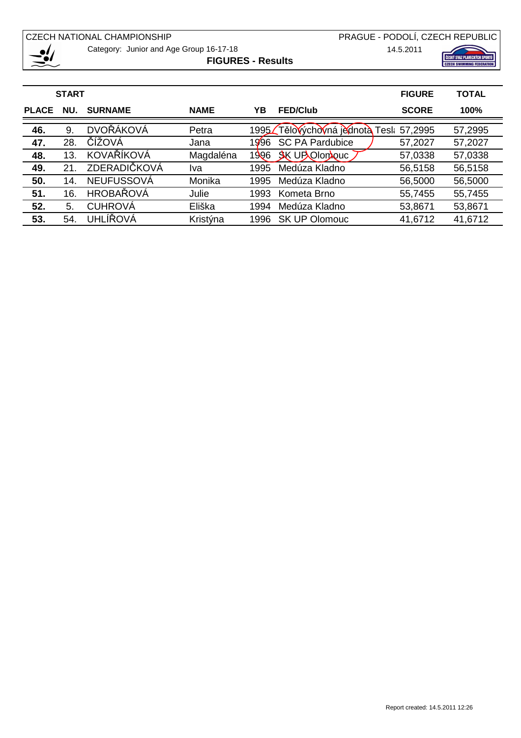CZECH NATIONAL CHAMPIONSHIP

PRAGUE - PODOLÍ, CZECH REPUBLIC

Category: Junior and Age Group 16-17-18

14.5.2011

**FIGURES - Results**

| PLACE | START NU. | SURNAME | NAME | YB | FED/Club | FIGURE SCORE | TOTAL 100% |
|---|---|---|---|---|---|---|---|
| **46.** | 9. | DVOŘÁKOVÁ | Petra | 1995 | Tělovýchovná jednota Tesla | 57,2995 | 57,2995 |
| **47.** | 28. | ČÍŽOVÁ | Jana | 1996 | SC PA Pardubice | 57,2027 | 57,2027 |
| **48.** | 13. | KOVAŘÍKOVÁ | Magdaléna | 1996 | SK UP Olomouc | 57,0338 | 57,0338 |
| **49.** | 21. | ZDERADIČKOVÁ | Iva | 1995 | Medúza Kladno | 56,5158 | 56,5158 |
| **50.** | 14. | NEUFUSSOVÁ | Monika | 1995 | Medúza Kladno | 56,5000 | 56,5000 |
| **51.** | 16. | HROBAŘOVÁ | Julie | 1993 | Kometa Brno | 55,7455 | 55,7455 |
| **52.** | 5. | CUHROVÁ | Eliška | 1994 | Medúza Kladno | 53,8671 | 53,8671 |
| **53.** | 54. | UHLÍŘOVÁ | Kristýna | 1996 | SK UP Olomouc | 41,6712 | 41,6712 |

Report created: 14.5.2011 12:26